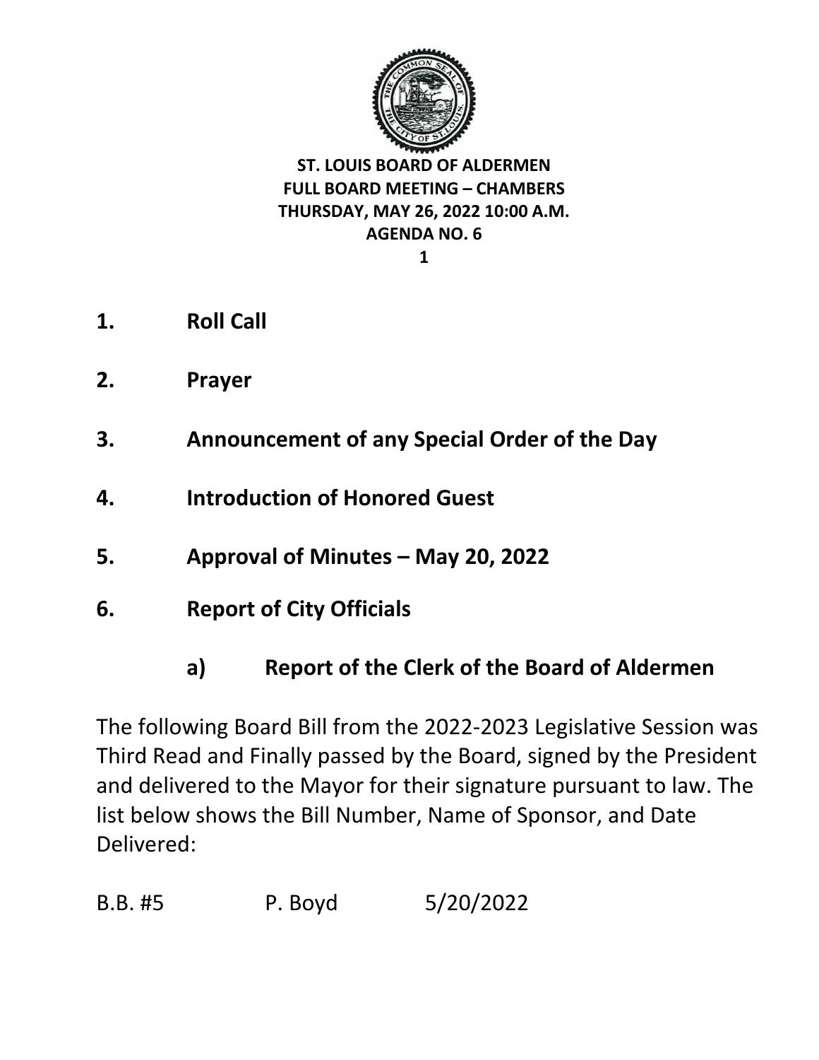# ST. LOUIS BOARD OF ALDERMEN
## FULL BOARD MEETING – CHAMBERS
## THURSDAY, MAY 26, 2022 10:00 A.M.
## AGENDA NO. 6

1. **Roll Call**
2. **Prayer**
3. **Announcement of any Special Order of the Day**
4. **Introduction of Honored Guest**
5. **Approval of Minutes – May 20, 2022**
6. **Report of City Officials**

### a) Report of the Clerk of the Board of Aldermen

The following Board Bill from the 2022-2023 Legislative Session was Third Read and Finally passed by the Board, signed by the President and delivered to the Mayor for their signature pursuant to law. The list below shows the Bill Number, Name of Sponsor, and Date Delivered:

| | | |
|---|---|---|
| B.B. #5 | P. Boyd | 5/20/2022 |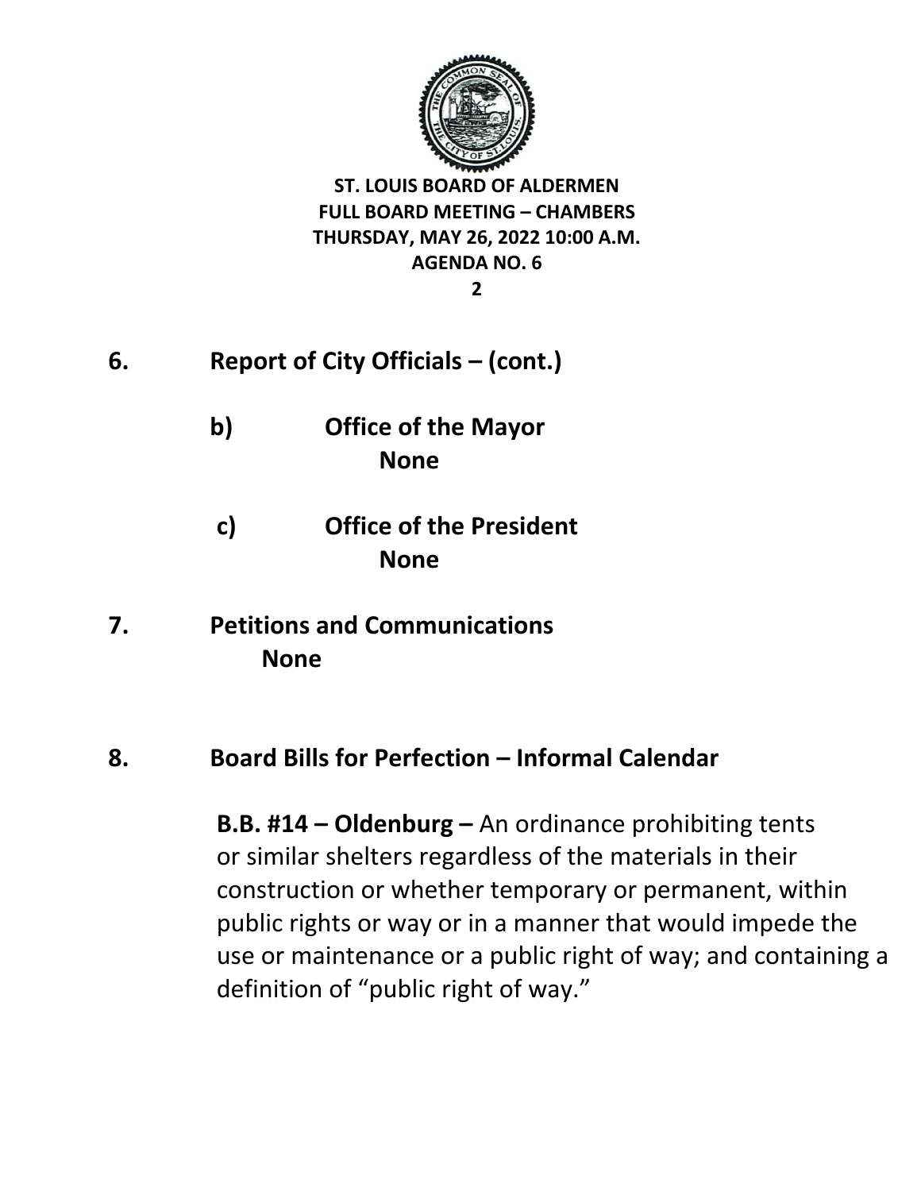**ST. LOUIS BOARD OF ALDERMEN**
**FULL BOARD MEETING – CHAMBERS**
**THURSDAY, MAY 26, 2022 10:00 A.M.**
**AGENDA NO. 6**

## 6. Report of City Officials – (cont.)

**b) Office of the Mayor**
**None**

**c) Office of the President**
**None**

## 7. Petitions and Communications

**None**

## 8. Board Bills for Perfection – Informal Calendar

**B.B. #14 – Oldenburg –** An ordinance prohibiting tents or similar shelters regardless of the materials in their construction or whether temporary or permanent, within public rights or way or in a manner that would impede the use or maintenance or a public right of way; and containing a definition of "public right of way."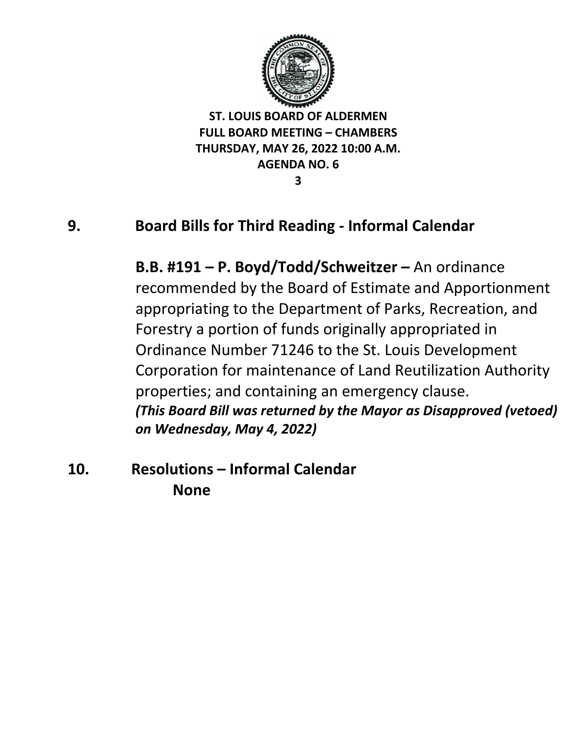**ST. LOUIS BOARD OF ALDERMEN**
**FULL BOARD MEETING – CHAMBERS**
**THURSDAY, MAY 26, 2022 10:00 A.M.**
**AGENDA NO. 6**

## 9. Board Bills for Third Reading - Informal Calendar

**B.B. #191 – P. Boyd/Todd/Schweitzer –** An ordinance recommended by the Board of Estimate and Apportionment appropriating to the Department of Parks, Recreation, and Forestry a portion of funds originally appropriated in Ordinance Number 71246 to the St. Louis Development Corporation for maintenance of Land Reutilization Authority properties; and containing an emergency clause.
***(This Board Bill was returned by the Mayor as Disapproved (vetoed) on Wednesday, May 4, 2022)***

## 10. Resolutions – Informal Calendar

**None**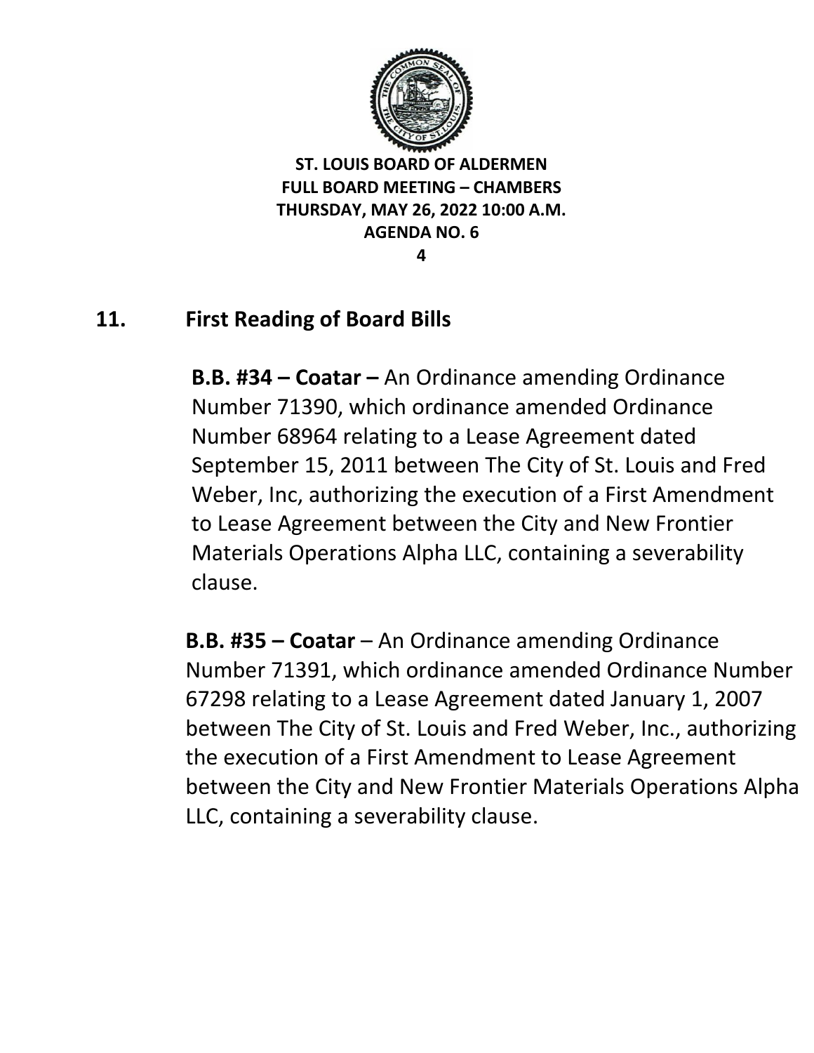## 11. First Reading of Board Bills

**B.B. #34 – Coatar –** An Ordinance amending Ordinance Number 71390, which ordinance amended Ordinance Number 68964 relating to a Lease Agreement dated September 15, 2011 between The City of St. Louis and Fred Weber, Inc, authorizing the execution of a First Amendment to Lease Agreement between the City and New Frontier Materials Operations Alpha LLC, containing a severability clause.

**B.B. #35 – Coatar** – An Ordinance amending Ordinance Number 71391, which ordinance amended Ordinance Number 67298 relating to a Lease Agreement dated January 1, 2007 between The City of St. Louis and Fred Weber, Inc., authorizing the execution of a First Amendment to Lease Agreement between the City and New Frontier Materials Operations Alpha LLC, containing a severability clause.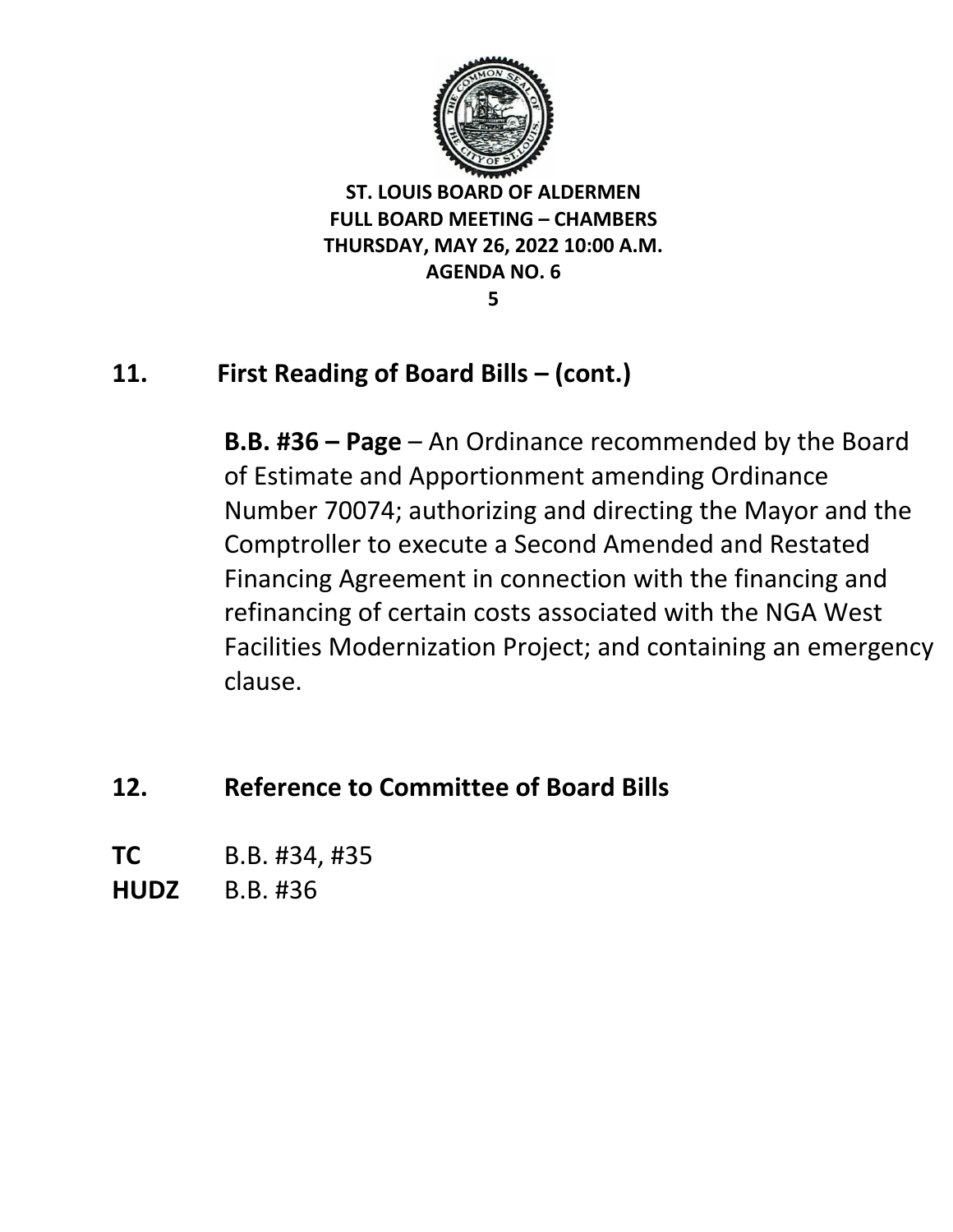## 11. First Reading of Board Bills – (cont.)

**B.B. #36 – Page** – An Ordinance recommended by the Board of Estimate and Apportionment amending Ordinance Number 70074; authorizing and directing the Mayor and the Comptroller to execute a Second Amended and Restated Financing Agreement in connection with the financing and refinancing of certain costs associated with the NGA West Facilities Modernization Project; and containing an emergency clause.

## 12. Reference to Committee of Board Bills

**TC** B.B. #34, #35

**HUDZ** B.B. #36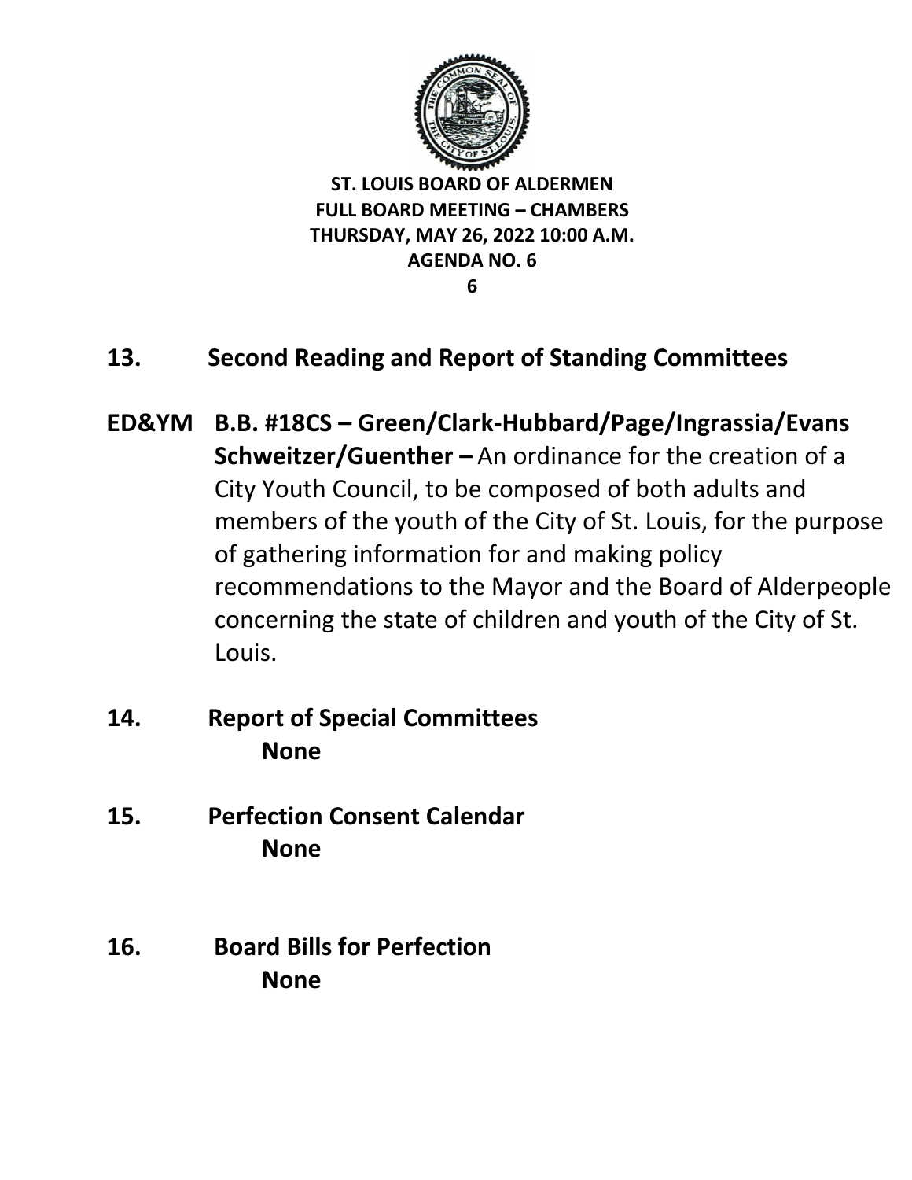**ST. LOUIS BOARD OF ALDERMEN**
**FULL BOARD MEETING – CHAMBERS**
**THURSDAY, MAY 26, 2022 10:00 A.M.**
**AGENDA NO. 6**

## 13. Second Reading and Report of Standing Committees

**ED&YM B.B. #18CS – Green/Clark-Hubbard/Page/Ingrassia/Evans Schweitzer/Guenther –** An ordinance for the creation of a City Youth Council, to be composed of both adults and members of the youth of the City of St. Louis, for the purpose of gathering information for and making policy recommendations to the Mayor and the Board of Alderpeople concerning the state of children and youth of the City of St. Louis.

## 14. Report of Special Committees

**None**

## 15. Perfection Consent Calendar

**None**

## 16. Board Bills for Perfection

**None**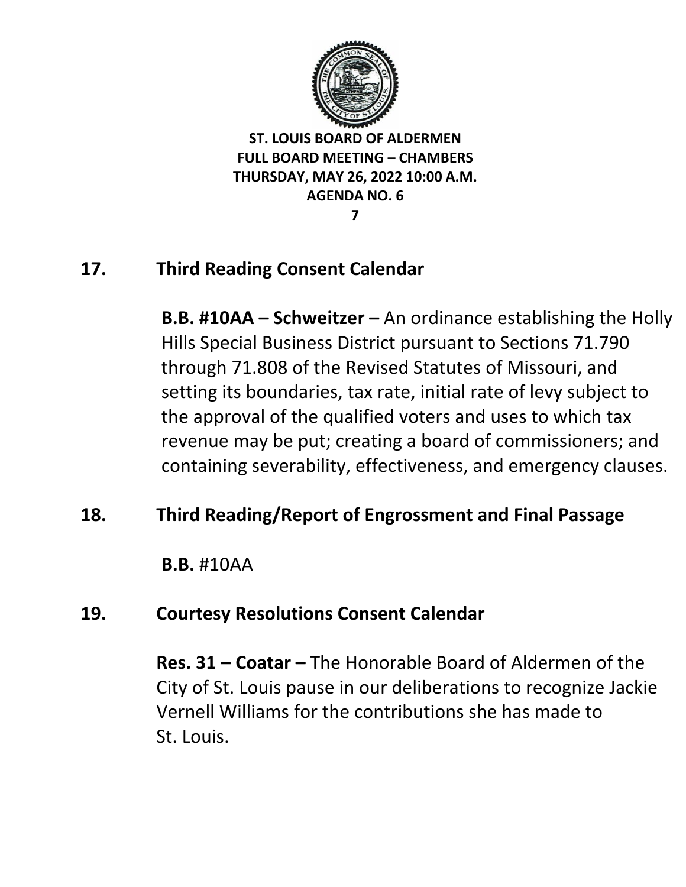**ST. LOUIS BOARD OF ALDERMEN**
**FULL BOARD MEETING – CHAMBERS**
**THURSDAY, MAY 26, 2022 10:00 A.M.**
**AGENDA NO. 6**

## 17. Third Reading Consent Calendar

**B.B. #10AA – Schweitzer –** An ordinance establishing the Holly Hills Special Business District pursuant to Sections 71.790 through 71.808 of the Revised Statutes of Missouri, and setting its boundaries, tax rate, initial rate of levy subject to the approval of the qualified voters and uses to which tax revenue may be put; creating a board of commissioners; and containing severability, effectiveness, and emergency clauses.

## 18. Third Reading/Report of Engrossment and Final Passage

**B.B.** #10AA

## 19. Courtesy Resolutions Consent Calendar

**Res. 31 – Coatar –** The Honorable Board of Aldermen of the City of St. Louis pause in our deliberations to recognize Jackie Vernell Williams for the contributions she has made to St. Louis.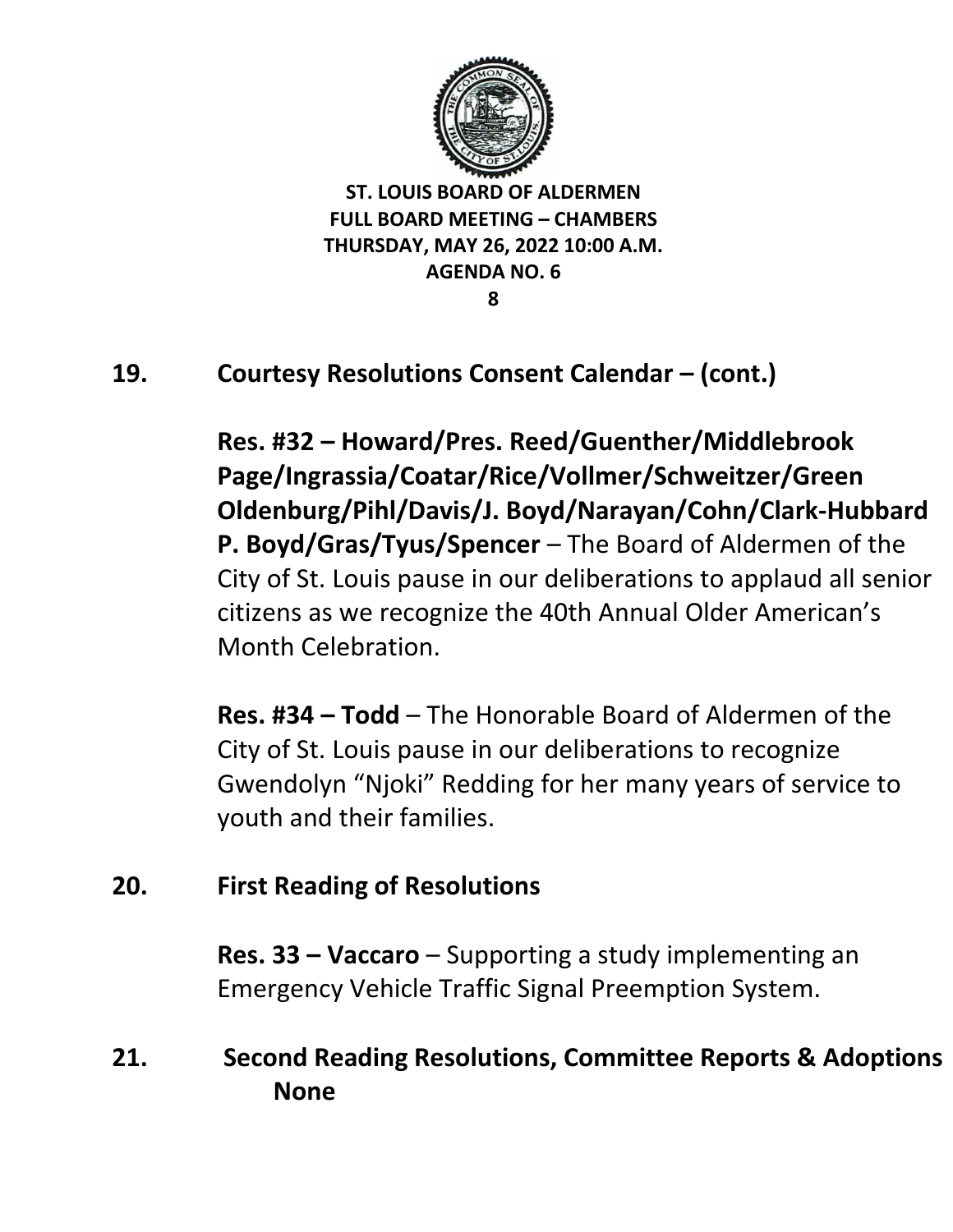**ST. LOUIS BOARD OF ALDERMEN**
**FULL BOARD MEETING – CHAMBERS**
**THURSDAY, MAY 26, 2022 10:00 A.M.**
**AGENDA NO. 6**

## 19. Courtesy Resolutions Consent Calendar – (cont.)

**Res. #32 – Howard/Pres. Reed/Guenther/Middlebrook Page/Ingrassia/Coatar/Rice/Vollmer/Schweitzer/Green Oldenburg/Pihl/Davis/J. Boyd/Narayan/Cohn/Clark-Hubbard P. Boyd/Gras/Tyus/Spencer** – The Board of Aldermen of the City of St. Louis pause in our deliberations to applaud all senior citizens as we recognize the 40th Annual Older American's Month Celebration.

**Res. #34 – Todd** – The Honorable Board of Aldermen of the City of St. Louis pause in our deliberations to recognize Gwendolyn "Njoki" Redding for her many years of service to youth and their families.

## 20. First Reading of Resolutions

**Res. 33 – Vaccaro** – Supporting a study implementing an Emergency Vehicle Traffic Signal Preemption System.

## 21. Second Reading Resolutions, Committee Reports & Adoptions

**None**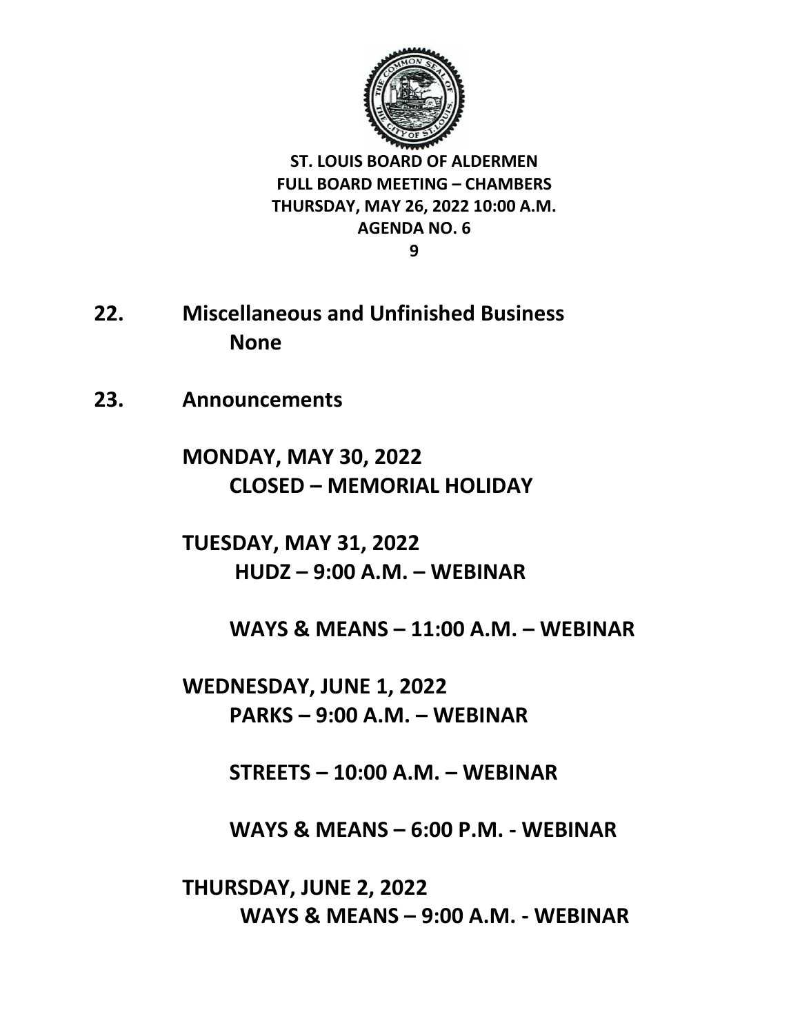**ST. LOUIS BOARD OF ALDERMEN**
**FULL BOARD MEETING – CHAMBERS**
**THURSDAY, MAY 26, 2022 10:00 A.M.**
**AGENDA NO. 6**

## 22. Miscellaneous and Unfinished Business

**None**

## 23. Announcements

**MONDAY, MAY 30, 2022**

**CLOSED – MEMORIAL HOLIDAY**

**TUESDAY, MAY 31, 2022**

**HUDZ – 9:00 A.M. – WEBINAR**

**WAYS & MEANS – 11:00 A.M. – WEBINAR**

**WEDNESDAY, JUNE 1, 2022**

**PARKS – 9:00 A.M. – WEBINAR**

**STREETS – 10:00 A.M. – WEBINAR**

**WAYS & MEANS – 6:00 P.M. - WEBINAR**

**THURSDAY, JUNE 2, 2022**

**WAYS & MEANS – 9:00 A.M. - WEBINAR**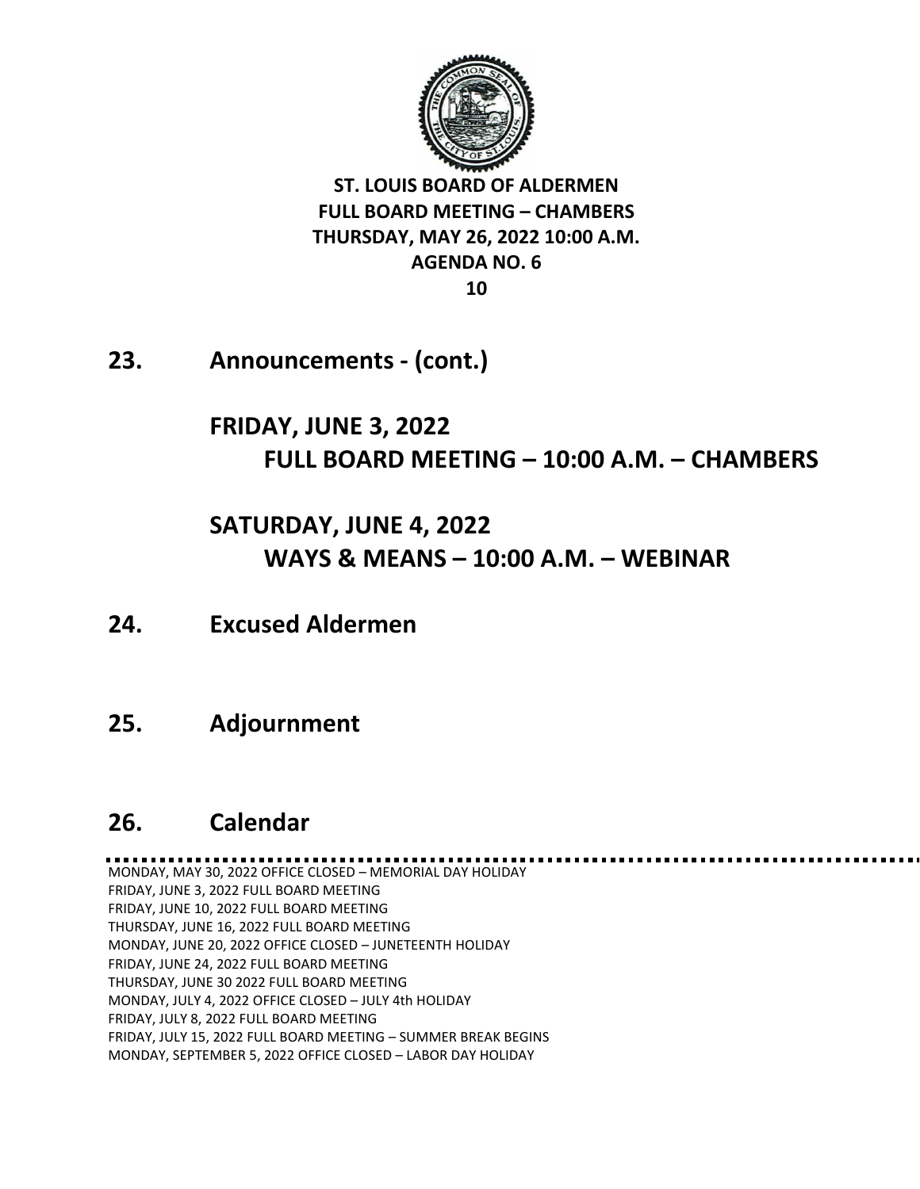**ST. LOUIS BOARD OF ALDERMEN**
**FULL BOARD MEETING – CHAMBERS**
**THURSDAY, MAY 26, 2022 10:00 A.M.**
**AGENDA NO. 6**

## 23. Announcements - (cont.)

### FRIDAY, JUNE 3, 2022

**FULL BOARD MEETING – 10:00 A.M. – CHAMBERS**

### SATURDAY, JUNE 4, 2022

**WAYS & MEANS – 10:00 A.M. – WEBINAR**

## 24. Excused Aldermen

## 25. Adjournment

## 26. Calendar

MONDAY, MAY 30, 2022 OFFICE CLOSED – MEMORIAL DAY HOLIDAY
FRIDAY, JUNE 3, 2022 FULL BOARD MEETING
FRIDAY, JUNE 10, 2022 FULL BOARD MEETING
THURSDAY, JUNE 16, 2022 FULL BOARD MEETING
MONDAY, JUNE 20, 2022 OFFICE CLOSED – JUNETEENTH HOLIDAY
FRIDAY, JUNE 24, 2022 FULL BOARD MEETING
THURSDAY, JUNE 30 2022 FULL BOARD MEETING
MONDAY, JULY 4, 2022 OFFICE CLOSED – JULY 4th HOLIDAY
FRIDAY, JULY 8, 2022 FULL BOARD MEETING
FRIDAY, JULY 15, 2022 FULL BOARD MEETING – SUMMER BREAK BEGINS
MONDAY, SEPTEMBER 5, 2022 OFFICE CLOSED – LABOR DAY HOLIDAY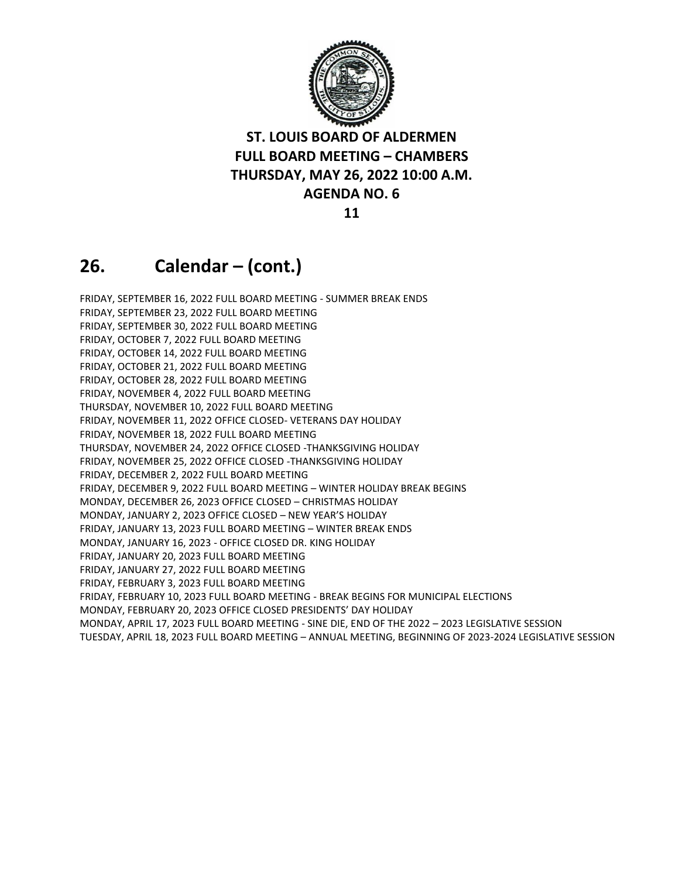**ST. LOUIS BOARD OF ALDERMEN**
**FULL BOARD MEETING – CHAMBERS**
**THURSDAY, MAY 26, 2022 10:00 A.M.**
**AGENDA NO. 6**

## 26. Calendar – (cont.)

FRIDAY, SEPTEMBER 16, 2022 FULL BOARD MEETING - SUMMER BREAK ENDS
FRIDAY, SEPTEMBER 23, 2022 FULL BOARD MEETING
FRIDAY, SEPTEMBER 30, 2022 FULL BOARD MEETING
FRIDAY, OCTOBER 7, 2022 FULL BOARD MEETING
FRIDAY, OCTOBER 14, 2022 FULL BOARD MEETING
FRIDAY, OCTOBER 21, 2022 FULL BOARD MEETING
FRIDAY, OCTOBER 28, 2022 FULL BOARD MEETING
FRIDAY, NOVEMBER 4, 2022 FULL BOARD MEETING
THURSDAY, NOVEMBER 10, 2022 FULL BOARD MEETING
FRIDAY, NOVEMBER 11, 2022 OFFICE CLOSED- VETERANS DAY HOLIDAY
FRIDAY, NOVEMBER 18, 2022 FULL BOARD MEETING
THURSDAY, NOVEMBER 24, 2022 OFFICE CLOSED -THANKSGIVING HOLIDAY
FRIDAY, NOVEMBER 25, 2022 OFFICE CLOSED -THANKSGIVING HOLIDAY
FRIDAY, DECEMBER 2, 2022 FULL BOARD MEETING
FRIDAY, DECEMBER 9, 2022 FULL BOARD MEETING – WINTER HOLIDAY BREAK BEGINS
MONDAY, DECEMBER 26, 2023 OFFICE CLOSED – CHRISTMAS HOLIDAY
MONDAY, JANUARY 2, 2023 OFFICE CLOSED – NEW YEAR'S HOLIDAY
FRIDAY, JANUARY 13, 2023 FULL BOARD MEETING – WINTER BREAK ENDS
MONDAY, JANUARY 16, 2023 - OFFICE CLOSED DR. KING HOLIDAY
FRIDAY, JANUARY 20, 2023 FULL BOARD MEETING
FRIDAY, JANUARY 27, 2022 FULL BOARD MEETING
FRIDAY, FEBRUARY 3, 2023 FULL BOARD MEETING
FRIDAY, FEBRUARY 10, 2023 FULL BOARD MEETING - BREAK BEGINS FOR MUNICIPAL ELECTIONS
MONDAY, FEBRUARY 20, 2023 OFFICE CLOSED PRESIDENTS' DAY HOLIDAY
MONDAY, APRIL 17, 2023 FULL BOARD MEETING - SINE DIE, END OF THE 2022 – 2023 LEGISLATIVE SESSION
TUESDAY, APRIL 18, 2023 FULL BOARD MEETING – ANNUAL MEETING, BEGINNING OF 2023-2024 LEGISLATIVE SESSION